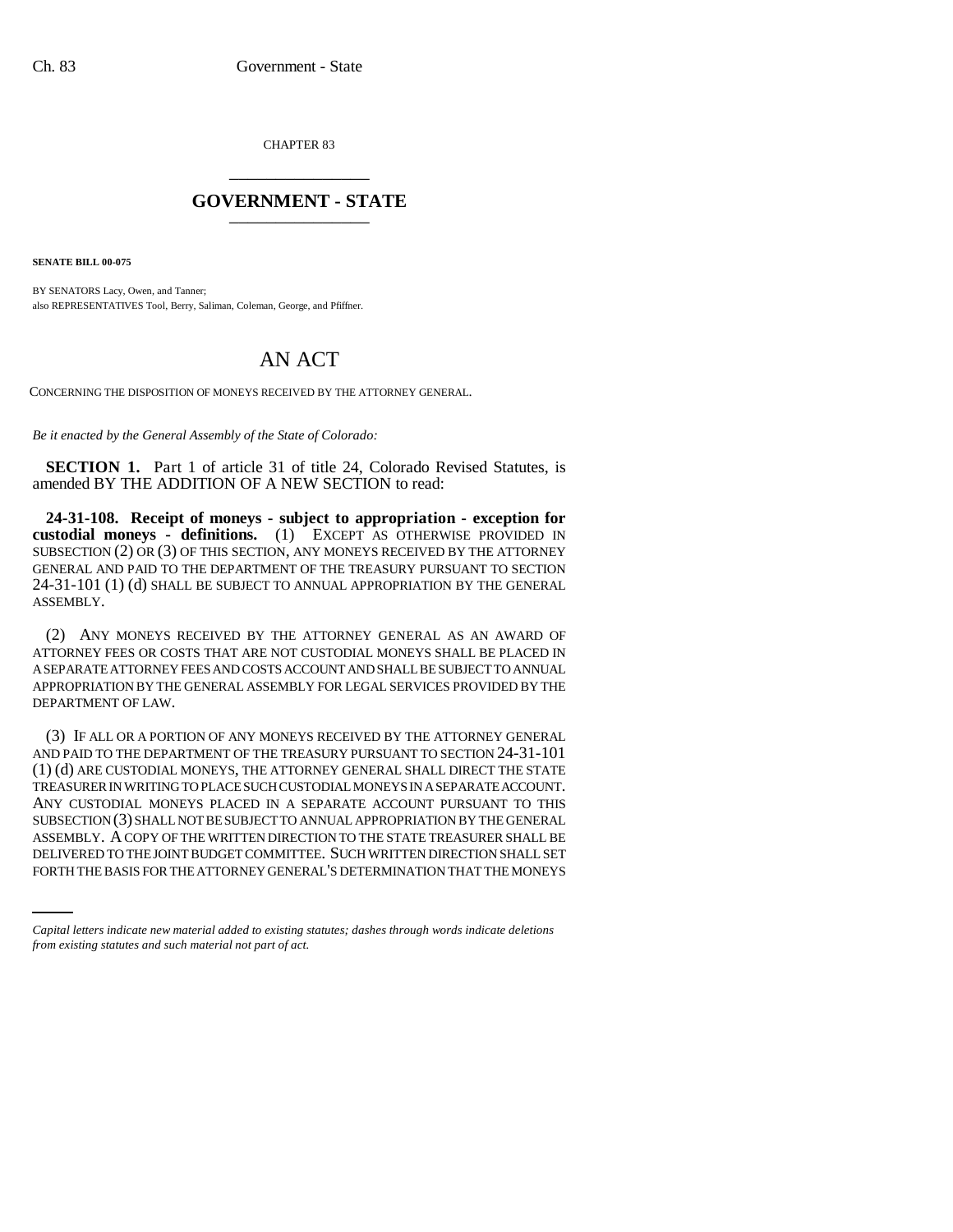CHAPTER 83

# GOVERNMENT - STATE

**SENATE BILL 00-075**

BY SENATORS Lacy, Owen, and Tanner;
also REPRESENTATIVES Tool, Berry, Saliman, Coleman, George, and Pfiffner.

# AN ACT

CONCERNING THE DISPOSITION OF MONEYS RECEIVED BY THE ATTORNEY GENERAL.

*Be it enacted by the General Assembly of the State of Colorado:*

**SECTION 1.** Part 1 of article 31 of title 24, Colorado Revised Statutes, is amended BY THE ADDITION OF A NEW SECTION to read:

**24-31-108. Receipt of moneys - subject to appropriation - exception for custodial moneys - definitions.** (1) EXCEPT AS OTHERWISE PROVIDED IN SUBSECTION (2) OR (3) OF THIS SECTION, ANY MONEYS RECEIVED BY THE ATTORNEY GENERAL AND PAID TO THE DEPARTMENT OF THE TREASURY PURSUANT TO SECTION 24-31-101 (1) (d) SHALL BE SUBJECT TO ANNUAL APPROPRIATION BY THE GENERAL ASSEMBLY.

(2) ANY MONEYS RECEIVED BY THE ATTORNEY GENERAL AS AN AWARD OF ATTORNEY FEES OR COSTS THAT ARE NOT CUSTODIAL MONEYS SHALL BE PLACED IN A SEPARATE ATTORNEY FEES AND COSTS ACCOUNT AND SHALL BE SUBJECT TO ANNUAL APPROPRIATION BY THE GENERAL ASSEMBLY FOR LEGAL SERVICES PROVIDED BY THE DEPARTMENT OF LAW.

(3) IF ALL OR A PORTION OF ANY MONEYS RECEIVED BY THE ATTORNEY GENERAL AND PAID TO THE DEPARTMENT OF THE TREASURY PURSUANT TO SECTION 24-31-101 (1) (d) ARE CUSTODIAL MONEYS, THE ATTORNEY GENERAL SHALL DIRECT THE STATE TREASURER IN WRITING TO PLACE SUCH CUSTODIAL MONEYS IN A SEPARATE ACCOUNT. ANY CUSTODIAL MONEYS PLACED IN A SEPARATE ACCOUNT PURSUANT TO THIS SUBSECTION (3) SHALL NOT BE SUBJECT TO ANNUAL APPROPRIATION BY THE GENERAL ASSEMBLY. A COPY OF THE WRITTEN DIRECTION TO THE STATE TREASURER SHALL BE DELIVERED TO THE JOINT BUDGET COMMITTEE. SUCH WRITTEN DIRECTION SHALL SET FORTH THE BASIS FOR THE ATTORNEY GENERAL'S DETERMINATION THAT THE MONEYS

*Capital letters indicate new material added to existing statutes; dashes through words indicate deletions from existing statutes and such material not part of act.*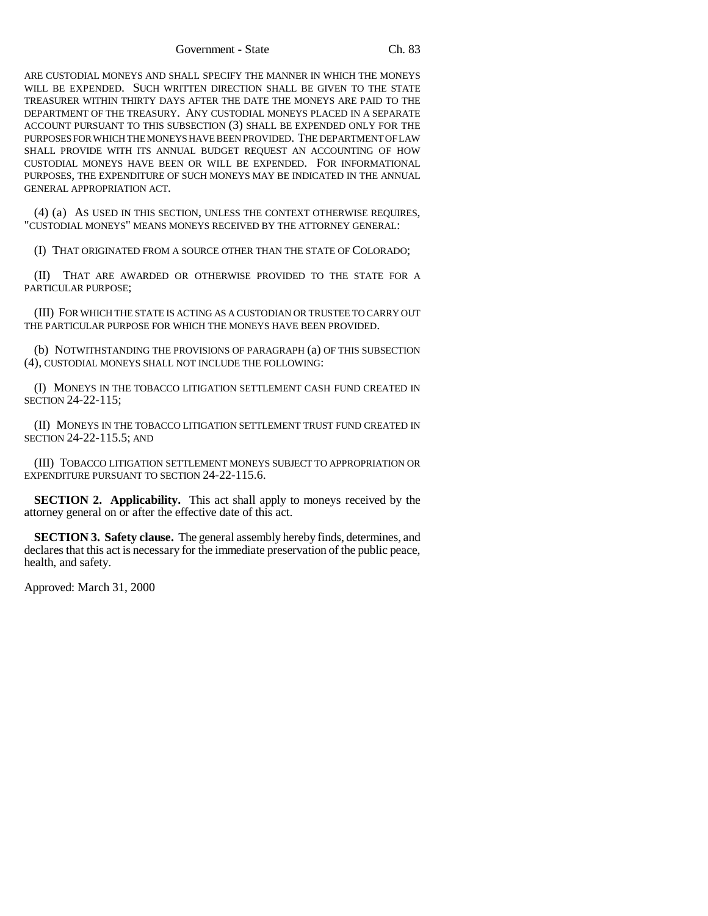ARE CUSTODIAL MONEYS AND SHALL SPECIFY THE MANNER IN WHICH THE MONEYS WILL BE EXPENDED. SUCH WRITTEN DIRECTION SHALL BE GIVEN TO THE STATE TREASURER WITHIN THIRTY DAYS AFTER THE DATE THE MONEYS ARE PAID TO THE DEPARTMENT OF THE TREASURY. ANY CUSTODIAL MONEYS PLACED IN A SEPARATE ACCOUNT PURSUANT TO THIS SUBSECTION (3) SHALL BE EXPENDED ONLY FOR THE PURPOSES FOR WHICH THE MONEYS HAVE BEEN PROVIDED. THE DEPARTMENT OF LAW SHALL PROVIDE WITH ITS ANNUAL BUDGET REQUEST AN ACCOUNTING OF HOW CUSTODIAL MONEYS HAVE BEEN OR WILL BE EXPENDED. FOR INFORMATIONAL PURPOSES, THE EXPENDITURE OF SUCH MONEYS MAY BE INDICATED IN THE ANNUAL GENERAL APPROPRIATION ACT.

(4) (a) AS USED IN THIS SECTION, UNLESS THE CONTEXT OTHERWISE REQUIRES, "CUSTODIAL MONEYS" MEANS MONEYS RECEIVED BY THE ATTORNEY GENERAL:

(I) THAT ORIGINATED FROM A SOURCE OTHER THAN THE STATE OF COLORADO;

(II) THAT ARE AWARDED OR OTHERWISE PROVIDED TO THE STATE FOR A PARTICULAR PURPOSE;

(III) FOR WHICH THE STATE IS ACTING AS A CUSTODIAN OR TRUSTEE TO CARRY OUT THE PARTICULAR PURPOSE FOR WHICH THE MONEYS HAVE BEEN PROVIDED.

(b) NOTWITHSTANDING THE PROVISIONS OF PARAGRAPH (a) OF THIS SUBSECTION (4), CUSTODIAL MONEYS SHALL NOT INCLUDE THE FOLLOWING:

(I) MONEYS IN THE TOBACCO LITIGATION SETTLEMENT CASH FUND CREATED IN SECTION 24-22-115;

(II) MONEYS IN THE TOBACCO LITIGATION SETTLEMENT TRUST FUND CREATED IN SECTION 24-22-115.5; AND

(III) TOBACCO LITIGATION SETTLEMENT MONEYS SUBJECT TO APPROPRIATION OR EXPENDITURE PURSUANT TO SECTION 24-22-115.6.

**SECTION 2. Applicability.** This act shall apply to moneys received by the attorney general on or after the effective date of this act.

**SECTION 3. Safety clause.** The general assembly hereby finds, determines, and declares that this act is necessary for the immediate preservation of the public peace, health, and safety.

Approved: March 31, 2000